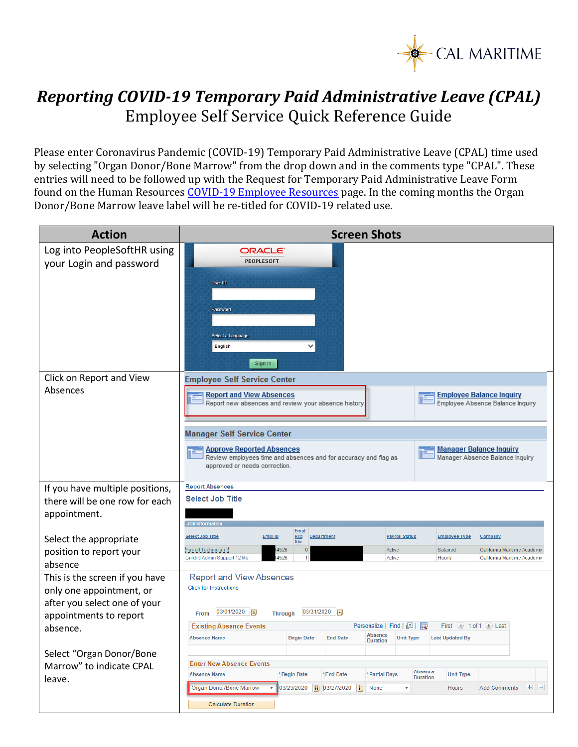CAL MARITIME

# *Reporting COVID-19 Temporary Paid Administrative Leave (CPAL)*

## Employee Self Service Quick Reference Guide

Please enter Coronavirus Pandemic (COVID-19) Temporary Paid Administrative Leave (CPAL) time used by selecting "Organ Donor/Bone Marrow" from the drop down and in the comments type "CPAL". These entries will need to be followed up with the Request for Temporary Paid Administrative Leave Form found on the Human Resources COVID-19 Employee Resources page. In the coming months the Organ Donor/Bone Marrow leave label will be re-titled for COVID-19 related use.

| Action | Screen Shots |
| --- | --- |
| Log into PeopleSoftHR using your Login and password | ORACLE PEOPLESOFT — User ID; Password; Select a Language: English; Sign In |
| Click on Report and View Absences | Employee Self Service Center — Report and View Absences: Report new absences and review your absence history; Employee Balance Inquiry: Employee Absence Balance Inquiry. Manager Self Service Center — Approve Reported Absences: Review employees time and absences and for accuracy and flag as approved or needs correction.; Manager Balance Inquiry: Manager Absence Balance Inquiry |
| If you have multiple positions, there will be one row for each appointment.<br><br>Select the appropriate position to report your absence | Report Absences — Select Job Title — Job Information: Select Job Title / Empl ID / Empl Rcd Nbr / Department / Payroll Status / Employee Type / Company; Payroll Technician II, 0, Active, Salaried, California Maritime Academy; Cnfdntl Admin Support 12 Mo, 1, Active, Hourly, California Maritime Academy |
| This is the screen if you have only one appointment, or after you select one of your appointments to report absence.<br><br>Select "Organ Donor/Bone Marrow" to indicate CPAL leave. | Report and View Absences — Click for Instructions — From 03/01/2020 Through 03/31/2020 — Existing Absence Events: Absence Name / Begin Date / End Date / Absence Duration / Unit Type / Last Updated By — Enter New Absence Events: Absence Name: Organ Donor/Bone Marrow; *Begin Date: 03/23/2020; *End Date: 03/27/2020; *Partial Days: None; Absence Duration; Unit Type: Hours; Add Comments — Calculate Duration |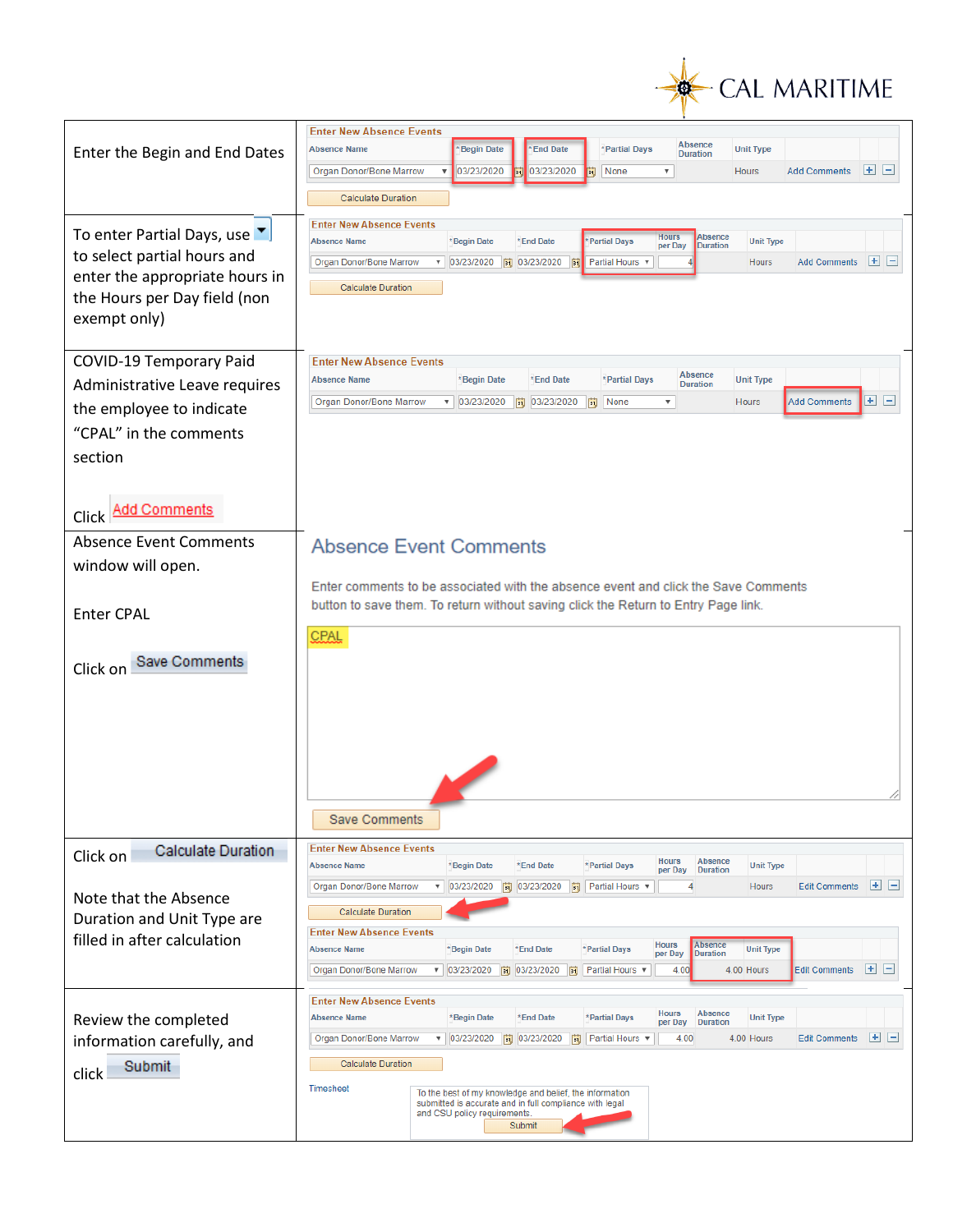| | |
|---|---|
| Enter the Begin and End Dates | **Enter New Absence Events**<br>Absence Name: Organ Donor/Bone Marrow; *Begin Date: 03/23/2020; *End Date: 03/23/2020; *Partial Days: None; Absence Duration; Unit Type: Hours; Add Comments<br>Calculate Duration |
| To enter Partial Days, use ▼ to select partial hours and enter the appropriate hours in the Hours per Day field (non exempt only) | **Enter New Absence Events**<br>Absence Name: Organ Donor/Bone Marrow; *Begin Date: 03/23/2020; *End Date: 03/23/2020; *Partial Days: Partial Hours; Hours per Day: 4; Absence Duration; Unit Type: Hours; Add Comments<br>Calculate Duration |
| COVID-19 Temporary Paid Administrative Leave requires the employee to indicate "CPAL" in the comments section<br><br>Click Add Comments | **Enter New Absence Events**<br>Absence Name: Organ Donor/Bone Marrow; *Begin Date: 03/23/2020; *End Date: 03/23/2020; *Partial Days: None; Absence Duration; Unit Type: Hours; Add Comments |
| Absence Event Comments window will open.<br><br>Enter CPAL<br><br>Click on Save Comments | **Absence Event Comments**<br>Enter comments to be associated with the absence event and click the Save Comments button to save them. To return without saving click the Return to Entry Page link.<br>CPAL<br>Save Comments |
| Click on Calculate Duration<br><br>Note that the Absence Duration and Unit Type are filled in after calculation | **Enter New Absence Events**<br>Absence Name: Organ Donor/Bone Marrow; *Begin Date: 03/23/2020; *End Date: 03/23/2020; *Partial Days: Partial Hours; Hours per Day: 4; Absence Duration; Unit Type: Hours; Edit Comments<br>Calculate Duration<br>**Enter New Absence Events**<br>Absence Name: Organ Donor/Bone Marrow; *Begin Date: 03/23/2020; *End Date: 03/23/2020; *Partial Days: Partial Hours; Hours per Day: 4.00; Absence Duration: 4.00; Unit Type: Hours; Edit Comments |
| Review the completed information carefully, and click Submit | **Enter New Absence Events**<br>Absence Name: Organ Donor/Bone Marrow; *Begin Date: 03/23/2020; *End Date: 03/23/2020; *Partial Days: Partial Hours; Hours per Day: 4.00; Absence Duration: 4.00; Unit Type: Hours; Edit Comments<br>Calculate Duration<br>Timesheet<br>To the best of my knowledge and belief, the information submitted is accurate and in full compliance with legal and CSU policy requirements.<br>Submit |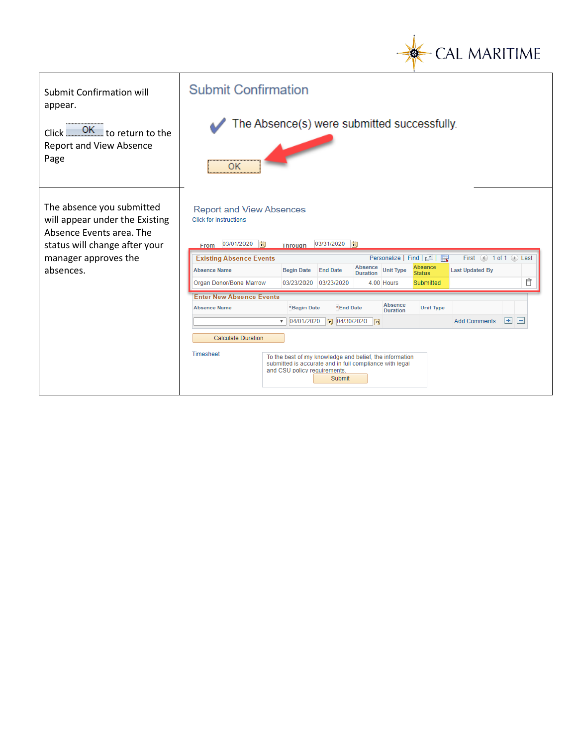| | |
|---|---|
| Submit Confirmation will appear.<br><br>Click OK to return to the Report and View Absence Page | Submit Confirmation<br><br>The Absence(s) were submitted successfully.<br><br>OK |
| The absence you submitted will appear under the Existing Absence Events area. The status will change after your manager approves the absences. | Report and View Absences<br>Click for Instructions<br><br>From 03/01/2020 Through 03/31/2020<br><br>Existing Absence Events — Personalize \| Find \| First 1 of 1 Last<br>Absence Name: Organ Donor/Bone Marrow \| Begin Date: 03/23/2020 \| End Date: 03/23/2020 \| Absence Duration: 4.00 \| Unit Type: Hours \| Absence Status: Submitted \| Last Updated By:<br><br>Enter New Absence Events<br>Absence Name \| *Begin Date: 04/01/2020 \| *End Date: 04/30/2020 \| Absence Duration \| Unit Type \| Add Comments<br><br>Calculate Duration<br><br>Timesheet<br>To the best of my knowledge and belief, the information submitted is accurate and in full compliance with legal and CSU policy requirements.<br>Submit |